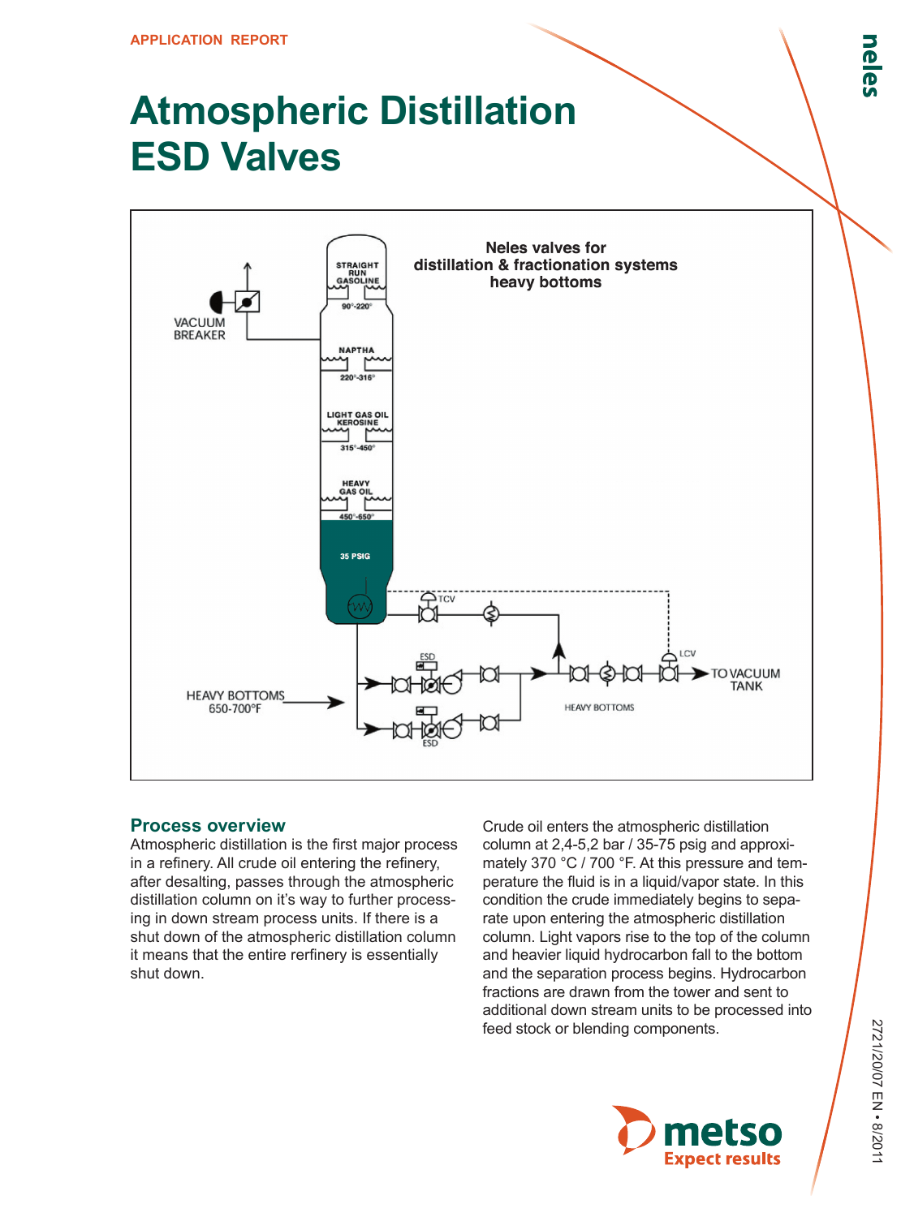APPLICATION REPORT

# Atmospheric Distillation ESD Valves

Neles valves for distillation & fractionation systems heavy bottoms

STRAIGHT RUN GASOLINE 90°-220°

NAPTHA 220°-316°

LIGHT GAS OIL KEROSINE 315°-450°

HEAVY GAS OIL 450°-650°

35 PSIG

VACUUM BREAKER

TCV

ESD

LCV

HEAVY BOTTOMS 650-700°F

HEAVY BOTTOMS

TO VACUUM TANK

## Process overview

Atmospheric distillation is the first major process in a refinery. All crude oil entering the refinery, after desalting, passes through the atmospheric distillation column on it's way to further processing in down stream process units. If there is a shut down of the atmospheric distillation column it means that the entire rerfinery is essentially shut down.

Crude oil enters the atmospheric distillation column at 2,4-5,2 bar / 35-75 psig and approximately 370 °C / 700 °F. At this pressure and temperature the fluid is in a liquid/vapor state. In this condition the crude immediately begins to separate upon entering the atmospheric distillation column. Light vapors rise to the top of the column and heavier liquid hydrocarbon fall to the bottom and the separation process begins. Hydrocarbon fractions are drawn from the tower and sent to additional down stream units to be processed into feed stock or blending components.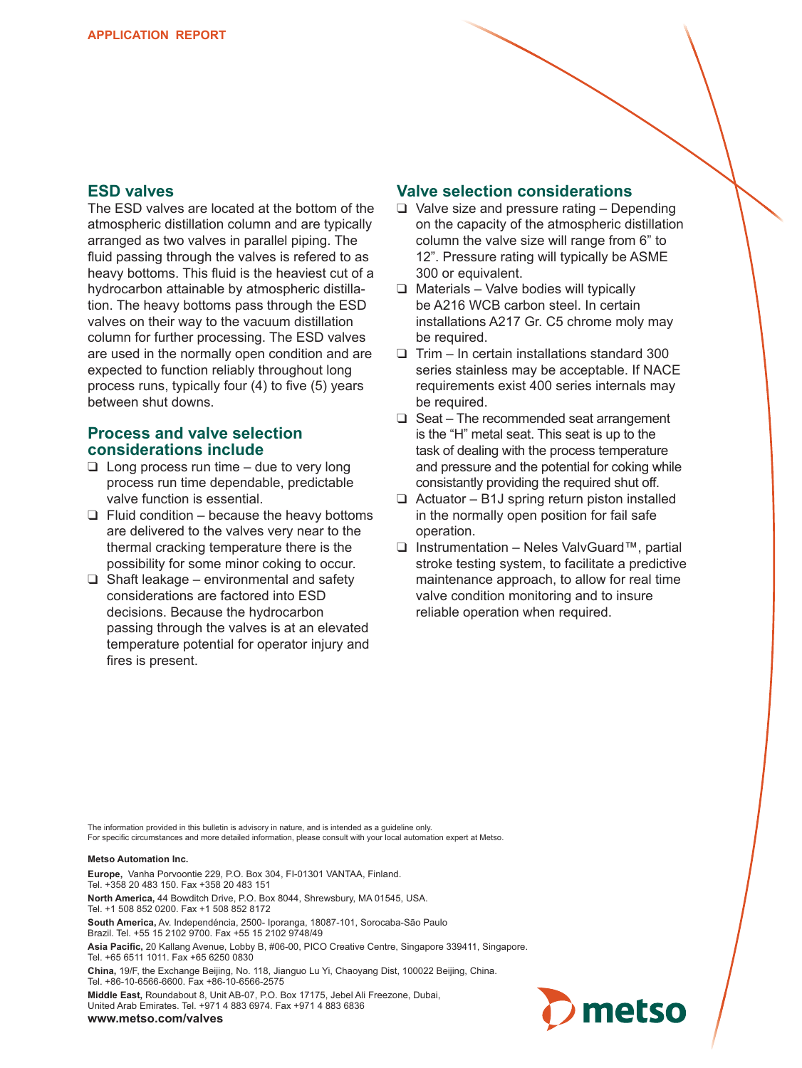## ESD valves

The ESD valves are located at the bottom of the atmospheric distillation column and are typically arranged as two valves in parallel piping. The fluid passing through the valves is refered to as heavy bottoms. This fluid is the heaviest cut of a hydrocarbon attainable by atmospheric distillation. The heavy bottoms pass through the ESD valves on their way to the vacuum distillation column for further processing. The ESD valves are used in the normally open condition and are expected to function reliably throughout long process runs, typically four (4) to five (5) years between shut downs.

## Process and valve selection considerations include

- Long process run time – due to very long process run time dependable, predictable valve function is essential.
- Fluid condition – because the heavy bottoms are delivered to the valves very near to the thermal cracking temperature there is the possibility for some minor coking to occur.
- Shaft leakage – environmental and safety considerations are factored into ESD decisions. Because the hydrocarbon passing through the valves is at an elevated temperature potential for operator injury and fires is present.

## Valve selection considerations

- Valve size and pressure rating – Depending on the capacity of the atmospheric distillation column the valve size will range from 6" to 12". Pressure rating will typically be ASME 300 or equivalent.
- Materials – Valve bodies will typically be A216 WCB carbon steel. In certain installations A217 Gr. C5 chrome moly may be required.
- Trim – In certain installations standard 300 series stainless may be acceptable. If NACE requirements exist 400 series internals may be required.
- Seat – The recommended seat arrangement is the "H" metal seat. This seat is up to the task of dealing with the process temperature and pressure and the potential for coking while consistantly providing the required shut off.
- Actuator – B1J spring return piston installed in the normally open position for fail safe operation.
- Instrumentation – Neles ValvGuard™, partial stroke testing system, to facilitate a predictive maintenance approach, to allow for real time valve condition monitoring and to insure reliable operation when required.

The information provided in this bulletin is advisory in nature, and is intended as a guideline only.
For specific circumstances and more detailed information, please consult with your local automation expert at Metso.

**Metso Automation Inc.**

**Europe,** Vanha Porvoontie 229, P.O. Box 304, FI-01301 VANTAA, Finland.
Tel. +358 20 483 150. Fax +358 20 483 151

**North America,** 44 Bowditch Drive, P.O. Box 8044, Shrewsbury, MA 01545, USA.
Tel. +1 508 852 0200. Fax +1 508 852 8172

**South America,** Av. Independência, 2500- Iporanga, 18087-101, Sorocaba-São Paulo
Brazil. Tel. +55 15 2102 9700. Fax +55 15 2102 9748/49

**Asia Pacific,** 20 Kallang Avenue, Lobby B, #06-00, PICO Creative Centre, Singapore 339411, Singapore.
Tel. +65 6511 1011. Fax +65 6250 0830

**China,** 19/F, the Exchange Beijing, No. 118, Jianguo Lu Yi, Chaoyang Dist, 100022 Beijing, China.
Tel. +86-10-6566-6600. Fax +86-10-6566-2575

**Middle East,** Roundabout 8, Unit AB-07, P.O. Box 17175, Jebel Ali Freezone, Dubai,
United Arab Emirates. Tel. +971 4 883 6974. Fax +971 4 883 6836

**www.metso.com/valves**